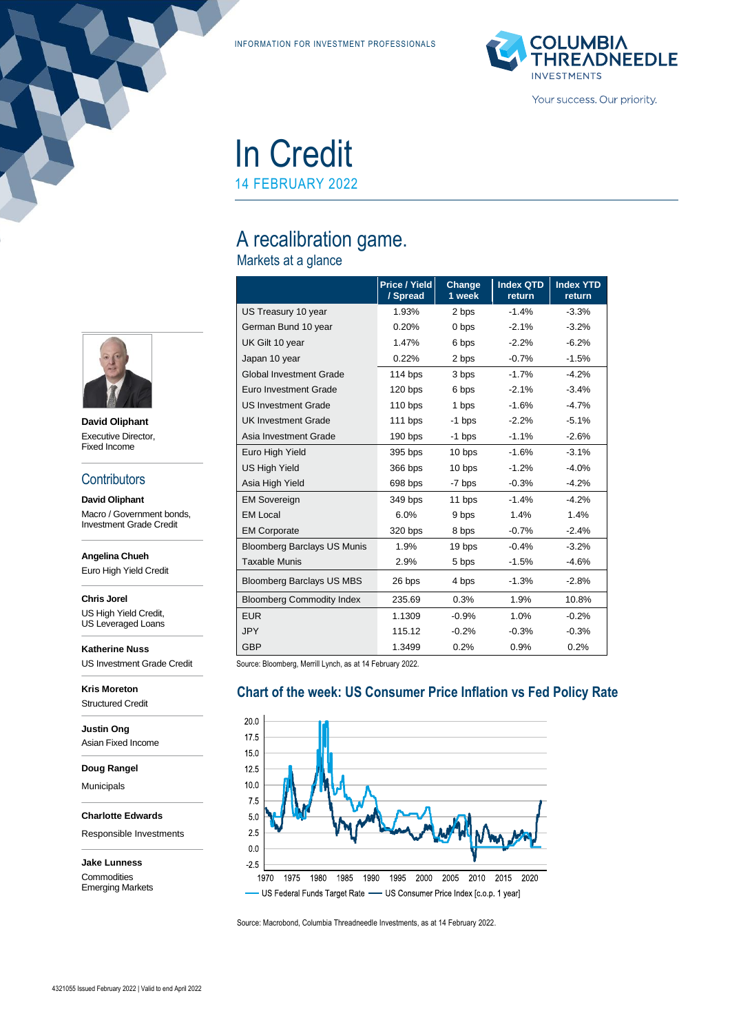INFORMATION FOR INVESTMENT PROFESSIONALS

# In Credit

14 FEBRUARY 2022

## A recalibration game.

### Markets at a glance

| | Price / Yield / Spread | Change 1 week | Index QTD return | Index YTD return |
|---|---|---|---|---|
| US Treasury 10 year | 1.93% | 2 bps | -1.4% | -3.3% |
| German Bund 10 year | 0.20% | 0 bps | -2.1% | -3.2% |
| UK Gilt 10 year | 1.47% | 6 bps | -2.2% | -6.2% |
| Japan 10 year | 0.22% | 2 bps | -0.7% | -1.5% |
| Global Investment Grade | 114 bps | 3 bps | -1.7% | -4.2% |
| Euro Investment Grade | 120 bps | 6 bps | -2.1% | -3.4% |
| US Investment Grade | 110 bps | 1 bps | -1.6% | -4.7% |
| UK Investment Grade | 111 bps | -1 bps | -2.2% | -5.1% |
| Asia Investment Grade | 190 bps | -1 bps | -1.1% | -2.6% |
| Euro High Yield | 395 bps | 10 bps | -1.6% | -3.1% |
| US High Yield | 366 bps | 10 bps | -1.2% | -4.0% |
| Asia High Yield | 698 bps | -7 bps | -0.3% | -4.2% |
| EM Sovereign | 349 bps | 11 bps | -1.4% | -4.2% |
| EM Local | 6.0% | 9 bps | 1.4% | 1.4% |
| EM Corporate | 320 bps | 8 bps | -0.7% | -2.4% |
| Bloomberg Barclays US Munis | 1.9% | 19 bps | -0.4% | -3.2% |
| Taxable Munis | 2.9% | 5 bps | -1.5% | -4.6% |
| Bloomberg Barclays US MBS | 26 bps | 4 bps | -1.3% | -2.8% |
| Bloomberg Commodity Index | 235.69 | 0.3% | 1.9% | 10.8% |
| EUR | 1.1309 | -0.9% | 1.0% | -0.2% |
| JPY | 115.12 | -0.2% | -0.3% | -0.3% |
| GBP | 1.3499 | 0.2% | 0.9% | 0.2% |

Source: Bloomberg, Merrill Lynch, as at 14 February 2022.

### Chart of the week: US Consumer Price Inflation vs Fed Policy Rate

— US Federal Funds Target Rate — US Consumer Price Index [c.o.p. 1 year]

Source: Macrobond, Columbia Threadneedle Investments, as at 14 February 2022.

**David Oliphant**
Executive Director,
Fixed Income

## Contributors

**David Oliphant**
Macro / Government bonds, Investment Grade Credit

**Angelina Chueh**
Euro High Yield Credit

**Chris Jorel**
US High Yield Credit, US Leveraged Loans

**Katherine Nuss**
US Investment Grade Credit

**Kris Moreton**
Structured Credit

**Justin Ong**
Asian Fixed Income

**Doug Rangel**
Municipals

**Charlotte Edwards**
Responsible Investments

**Jake Lunness**
Commodities
Emerging Markets

4321055 Issued February 2022 | Valid to end April 2022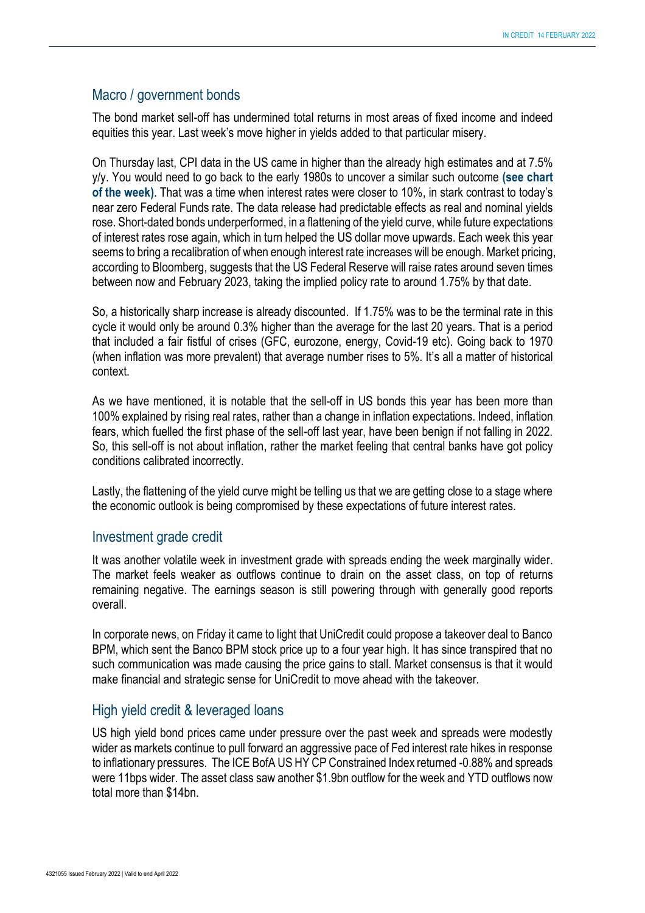## Macro / government bonds

The bond market sell-off has undermined total returns in most areas of fixed income and indeed equities this year. Last week's move higher in yields added to that particular misery.

On Thursday last, CPI data in the US came in higher than the already high estimates and at 7.5% y/y. You would need to go back to the early 1980s to uncover a similar such outcome **(see chart of the week)**. That was a time when interest rates were closer to 10%, in stark contrast to today's near zero Federal Funds rate. The data release had predictable effects as real and nominal yields rose. Short-dated bonds underperformed, in a flattening of the yield curve, while future expectations of interest rates rose again, which in turn helped the US dollar move upwards. Each week this year seems to bring a recalibration of when enough interest rate increases will be enough. Market pricing, according to Bloomberg, suggests that the US Federal Reserve will raise rates around seven times between now and February 2023, taking the implied policy rate to around 1.75% by that date.

So, a historically sharp increase is already discounted. If 1.75% was to be the terminal rate in this cycle it would only be around 0.3% higher than the average for the last 20 years. That is a period that included a fair fistful of crises (GFC, eurozone, energy, Covid-19 etc). Going back to 1970 (when inflation was more prevalent) that average number rises to 5%. It's all a matter of historical context.

As we have mentioned, it is notable that the sell-off in US bonds this year has been more than 100% explained by rising real rates, rather than a change in inflation expectations. Indeed, inflation fears, which fuelled the first phase of the sell-off last year, have been benign if not falling in 2022. So, this sell-off is not about inflation, rather the market feeling that central banks have got policy conditions calibrated incorrectly.

Lastly, the flattening of the yield curve might be telling us that we are getting close to a stage where the economic outlook is being compromised by these expectations of future interest rates.

## Investment grade credit

It was another volatile week in investment grade with spreads ending the week marginally wider. The market feels weaker as outflows continue to drain on the asset class, on top of returns remaining negative. The earnings season is still powering through with generally good reports overall.

In corporate news, on Friday it came to light that UniCredit could propose a takeover deal to Banco BPM, which sent the Banco BPM stock price up to a four year high. It has since transpired that no such communication was made causing the price gains to stall. Market consensus is that it would make financial and strategic sense for UniCredit to move ahead with the takeover.

## High yield credit & leveraged loans

US high yield bond prices came under pressure over the past week and spreads were modestly wider as markets continue to pull forward an aggressive pace of Fed interest rate hikes in response to inflationary pressures. The ICE BofA US HY CP Constrained Index returned -0.88% and spreads were 11bps wider. The asset class saw another $1.9bn outflow for the week and YTD outflows now total more than $14bn.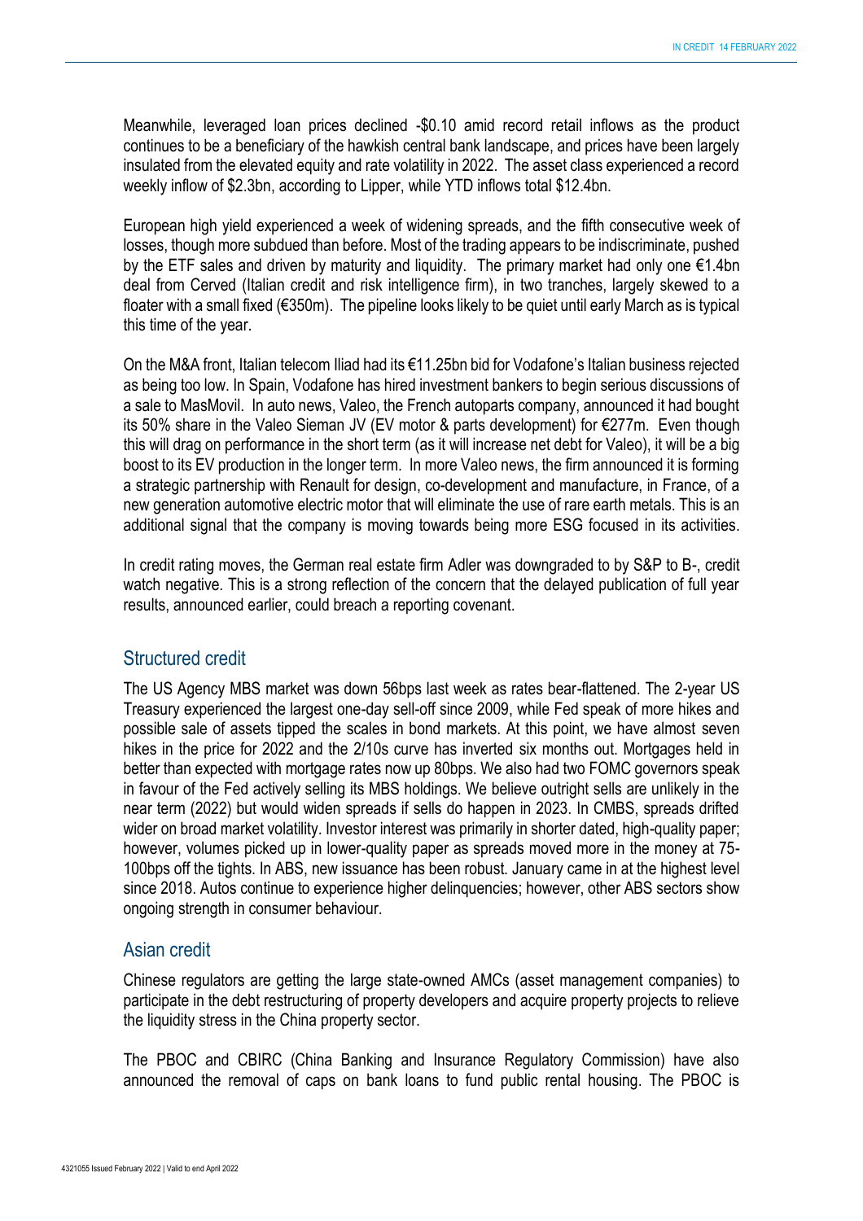Meanwhile, leveraged loan prices declined -$0.10 amid record retail inflows as the product continues to be a beneficiary of the hawkish central bank landscape, and prices have been largely insulated from the elevated equity and rate volatility in 2022. The asset class experienced a record weekly inflow of $2.3bn, according to Lipper, while YTD inflows total $12.4bn.

European high yield experienced a week of widening spreads, and the fifth consecutive week of losses, though more subdued than before. Most of the trading appears to be indiscriminate, pushed by the ETF sales and driven by maturity and liquidity. The primary market had only one €1.4bn deal from Cerved (Italian credit and risk intelligence firm), in two tranches, largely skewed to a floater with a small fixed (€350m). The pipeline looks likely to be quiet until early March as is typical this time of the year.

On the M&A front, Italian telecom Iliad had its €11.25bn bid for Vodafone's Italian business rejected as being too low. In Spain, Vodafone has hired investment bankers to begin serious discussions of a sale to MasMovil. In auto news, Valeo, the French autoparts company, announced it had bought its 50% share in the Valeo Sieman JV (EV motor & parts development) for €277m. Even though this will drag on performance in the short term (as it will increase net debt for Valeo), it will be a big boost to its EV production in the longer term. In more Valeo news, the firm announced it is forming a strategic partnership with Renault for design, co-development and manufacture, in France, of a new generation automotive electric motor that will eliminate the use of rare earth metals. This is an additional signal that the company is moving towards being more ESG focused in its activities.

In credit rating moves, the German real estate firm Adler was downgraded to by S&P to B-, credit watch negative. This is a strong reflection of the concern that the delayed publication of full year results, announced earlier, could breach a reporting covenant.

## Structured credit

The US Agency MBS market was down 56bps last week as rates bear-flattened. The 2-year US Treasury experienced the largest one-day sell-off since 2009, while Fed speak of more hikes and possible sale of assets tipped the scales in bond markets. At this point, we have almost seven hikes in the price for 2022 and the 2/10s curve has inverted six months out. Mortgages held in better than expected with mortgage rates now up 80bps. We also had two FOMC governors speak in favour of the Fed actively selling its MBS holdings. We believe outright sells are unlikely in the near term (2022) but would widen spreads if sells do happen in 2023. In CMBS, spreads drifted wider on broad market volatility. Investor interest was primarily in shorter dated, high-quality paper; however, volumes picked up in lower-quality paper as spreads moved more in the money at 75-100bps off the tights. In ABS, new issuance has been robust. January came in at the highest level since 2018. Autos continue to experience higher delinquencies; however, other ABS sectors show ongoing strength in consumer behaviour.

## Asian credit

Chinese regulators are getting the large state-owned AMCs (asset management companies) to participate in the debt restructuring of property developers and acquire property projects to relieve the liquidity stress in the China property sector.

The PBOC and CBIRC (China Banking and Insurance Regulatory Commission) have also announced the removal of caps on bank loans to fund public rental housing. The PBOC is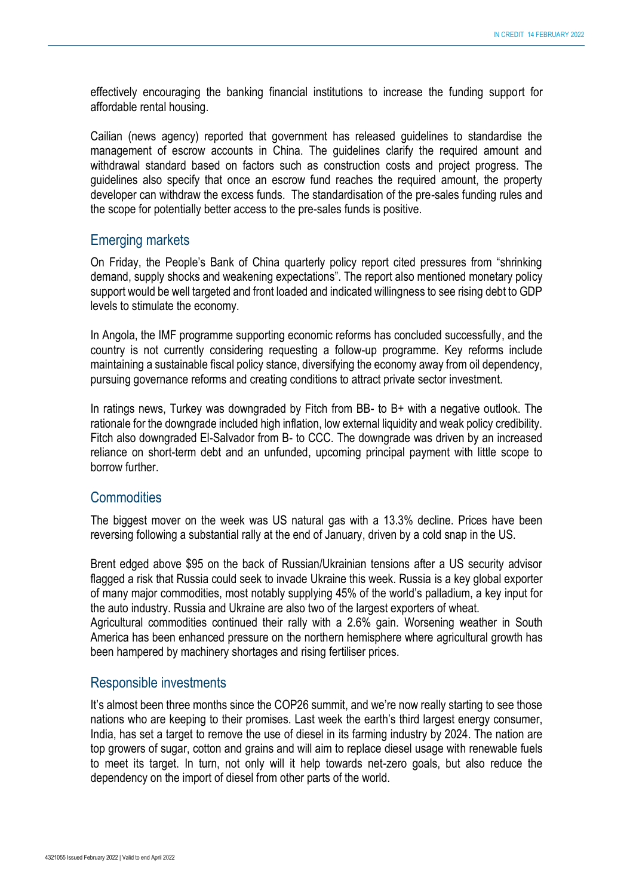effectively encouraging the banking financial institutions to increase the funding support for affordable rental housing.

Cailian (news agency) reported that government has released guidelines to standardise the management of escrow accounts in China. The guidelines clarify the required amount and withdrawal standard based on factors such as construction costs and project progress. The guidelines also specify that once an escrow fund reaches the required amount, the property developer can withdraw the excess funds. The standardisation of the pre-sales funding rules and the scope for potentially better access to the pre-sales funds is positive.

## Emerging markets

On Friday, the People's Bank of China quarterly policy report cited pressures from "shrinking demand, supply shocks and weakening expectations". The report also mentioned monetary policy support would be well targeted and front loaded and indicated willingness to see rising debt to GDP levels to stimulate the economy.

In Angola, the IMF programme supporting economic reforms has concluded successfully, and the country is not currently considering requesting a follow-up programme. Key reforms include maintaining a sustainable fiscal policy stance, diversifying the economy away from oil dependency, pursuing governance reforms and creating conditions to attract private sector investment.

In ratings news, Turkey was downgraded by Fitch from BB- to B+ with a negative outlook. The rationale for the downgrade included high inflation, low external liquidity and weak policy credibility. Fitch also downgraded El-Salvador from B- to CCC. The downgrade was driven by an increased reliance on short-term debt and an unfunded, upcoming principal payment with little scope to borrow further.

## Commodities

The biggest mover on the week was US natural gas with a 13.3% decline. Prices have been reversing following a substantial rally at the end of January, driven by a cold snap in the US.

Brent edged above $95 on the back of Russian/Ukrainian tensions after a US security advisor flagged a risk that Russia could seek to invade Ukraine this week. Russia is a key global exporter of many major commodities, most notably supplying 45% of the world's palladium, a key input for the auto industry. Russia and Ukraine are also two of the largest exporters of wheat.
Agricultural commodities continued their rally with a 2.6% gain. Worsening weather in South America has been enhanced pressure on the northern hemisphere where agricultural growth has been hampered by machinery shortages and rising fertiliser prices.

## Responsible investments

It's almost been three months since the COP26 summit, and we're now really starting to see those nations who are keeping to their promises. Last week the earth's third largest energy consumer, India, has set a target to remove the use of diesel in its farming industry by 2024. The nation are top growers of sugar, cotton and grains and will aim to replace diesel usage with renewable fuels to meet its target. In turn, not only will it help towards net-zero goals, but also reduce the dependency on the import of diesel from other parts of the world.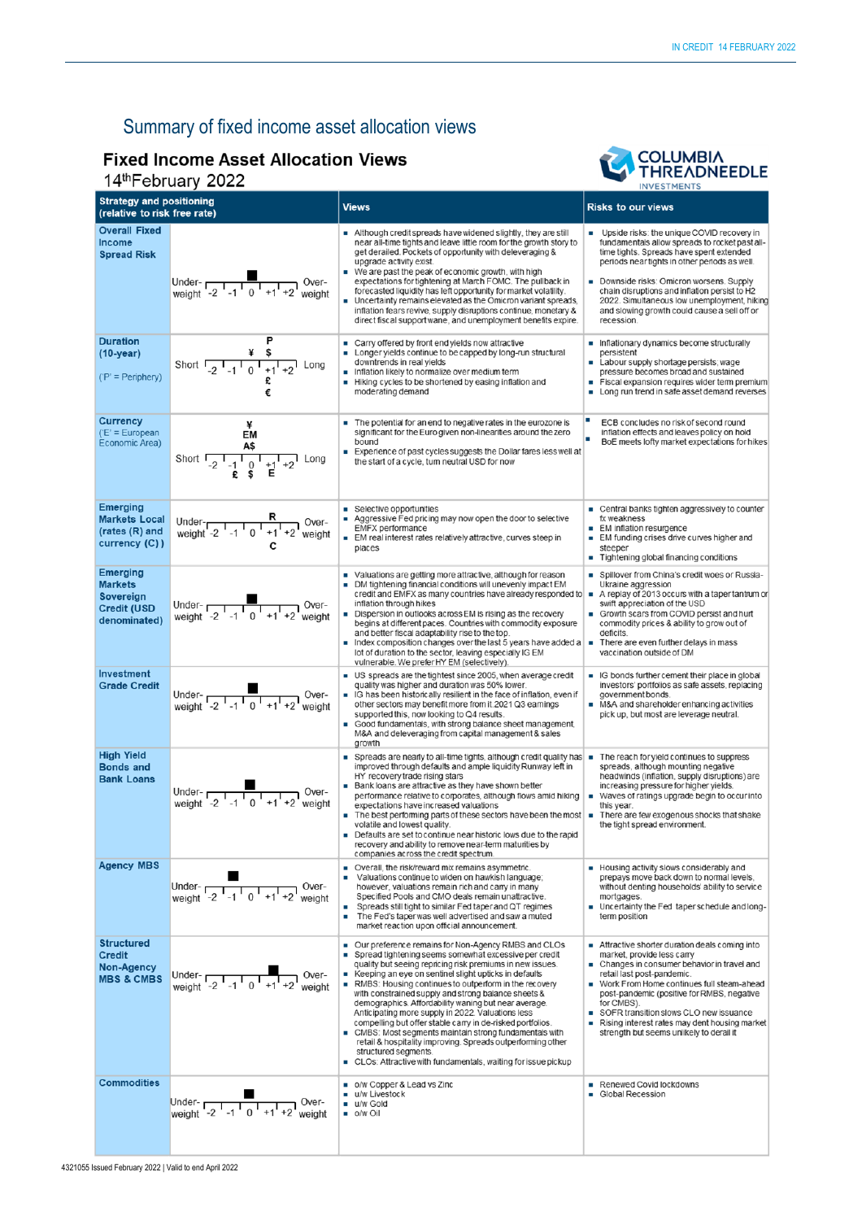## Summary of fixed income asset allocation views

### Fixed Income Asset Allocation Views

14th February 2022

COLUMBIA THREADNEEDLE INVESTMENTS

| Strategy and positioning (relative to risk free rate) | | Views | Risks to our views |
|---|---|---|---|
| **Overall Fixed Income Spread Risk** | Under-weight -2 -1 0 +1 +2 Over-weight (position: 0) | ▪ Although credit spreads have widened slightly, they are still near all-time tights and leave little room for the growth story to get derailed. Pockets of opportunity with deleveraging & upgrade activity exist<br>▪ We are past the peak of economic growth, with high expectations for tightening at March FOMC. The pullback in forecasted liquidity has left opportunity for market volatility.<br>▪ Uncertainty remains elevated as the Omicron variant spreads, inflation fears revive, supply disruptions continue, monetary & direct fiscal support wane, and unemployment benefits expire. | ▪ Upside risks: the unique COVID recovery in fundamentals allow spreads to rocket past all-time tights. Spreads have spent extended periods near tights in other periods as well.<br>▪ Downside risks: Omicron worsens. Supply chain disruptions and inflation persist to H2 2022. Simultaneous low unemployment, hiking and slowing growth could cause a sell off or recession. |
| **Duration (10-year)** ('P' = Periphery) | Short -2 -1 0 +1 +2 Long (P, $ at +1; ¥ at 0; £, € at +1) | ▪ Carry offered by front end yields now attractive<br>▪ Longer yields continue to be capped by long-run structural downtrends in real yields<br>▪ Inflation likely to normalize over medium term<br>▪ Hiking cycles to be shortened by easing inflation and moderating demand | ▪ Inflationary dynamics become structurally persistent<br>▪ Labour supply shortage persists, wage pressure becomes broad and sustained<br>▪ Fiscal expansion requires wider term premium<br>▪ Long run trend in safe asset demand reverses |
| **Currency** ('E' = European Economic Area) | Short -2 -1 0 +1 +2 Long (¥, EM, A$ at 0; £ at -1; $ at 0; E at +1) | ▪ The potential for an end to negative rates in the eurozone is significant for the Euro given non-linearities around the zero bound<br>▪ Experience of past cycles suggests the Dollar fares less well at the start of a cycle, turn neutral USD for now | ▪ ECB concludes no risk of second round inflation effects and leaves policy on hold<br>▪ BoE meets lofty market expectations for hikes |
| **Emerging Markets Local (rates (R) and currency (C))** | Under-weight -2 -1 0 +1 +2 Over-weight (R, C at +1) | ▪ Selective opportunities<br>▪ Aggressive Fed pricing may now open the door to selective EMFX performance<br>▪ EM real interest rates relatively attractive, curves steep in places | ▪ Central banks tighten aggressively to counter fx weakness<br>▪ EM inflation resurgence<br>▪ EM funding crises drive curves higher and steeper<br>▪ Tightening global financing conditions |
| **Emerging Markets Sovereign Credit (USD denominated)** | Under-weight -2 -1 0 +1 +2 Over-weight (position: 0) | ▪ Valuations are getting more attractive, although for reason<br>▪ DM tightening financial conditions will unevenly impact EM credit and EMFX as many countries have already responded to inflation through hikes<br>▪ Dispersion in outlooks across EM is rising as the recovery begins at different paces. Countries with commodity exposure and better fiscal adaptability rise to the top.<br>▪ Index composition changes over the last 5 years have added a lot of duration to the sector, leaving especially IG EM vulnerable. We prefer HY EM (selectively). | ▪ Spillover from China's credit woes or Russia-Ukraine aggression<br>▪ A replay of 2013 occurs with a taper tantrum or swift appreciation of the USD<br>▪ Growth scars from COVID persist and hurt commodity prices & ability to grow out of deficits.<br>▪ There are even further delays in mass vaccination outside of DM |
| **Investment Grade Credit** | Under-weight -2 -1 0 +1 +2 Over-weight (position: 0) | ▪ US spreads are the tightest since 2005, when average credit quality was higher and duration was 50% lower.<br>▪ IG has been historically resilient in the face of inflation, even if performance relative to corporates, although flows amid hiking other sectors may benefit more from it. 2021 Q3 earnings supported this, now looking to Q4 results.<br>▪ Good fundamentals, with strong balance sheet management, M&A and deleveraging from capital management & sales growth | ▪ IG bonds further cement their place in global investors' portfolios as safe assets, replacing government bonds.<br>▪ M&A and shareholder enhancing activities pick up, but most are leverage neutral. |
| **High Yield Bonds and Bank Loans** | Under-weight -2 -1 0 +1 +2 Over-weight (position: 0) | ▪ Spreads are nearly to all-time tights, although credit quality has improved through defaults and ample liquidity. Runway left in HY recovery trade rising stars<br>▪ Bank loans are attractive as they have shown better performance relative to corporates, although flows amid hiking expectations have increased valuations<br>▪ The best performing parts of these sectors have been the most volatile and lowest quality.<br>▪ Defaults are set to continue near historic lows due to the rapid recovery and ability to remove near-term maturities by companies across the credit spectrum. | ▪ The reach for yield continues to suppress spreads, although mounting negative headwinds (inflation, supply disruptions) are increasing pressure for higher yields.<br>▪ Waves of ratings upgrade begin to occur into this year.<br>▪ There are few exogenous shocks that shake the tight spread environment. |
| **Agency MBS** | Under-weight -2 -1 0 +1 +2 Over-weight (position: -1) | ▪ Overall, the risk/reward mix remains asymmetric.<br>▪ Valuations continue to widen on hawkish language; however, valuations remain rich and carry in many Specified Pools and CMO deals remain unattractive.<br>▪ Spreads still tight to similar Fed taper and QT regimes<br>▪ The Fed's taper was well advertised and saw a muted market reaction upon official announcement. | ▪ Housing activity slows considerably and prepays move back down to normal levels, without denting households' ability to service mortgages.<br>▪ Uncertainty the Fed taper schedule and long-term position |
| **Structured Credit Non-Agency MBS & CMBS** | Under-weight -2 -1 0 +1 +2 Over-weight (position: +1) | ▪ Our preference remains for Non-Agency RMBS and CLOs<br>▪ Spread tightening seems somewhat excessive per credit quality but seeing repricing risk premiums in new issues.<br>▪ Keeping an eye on sentinel slight upticks in defaults<br>▪ RMBS: Housing continues to outperform in the recovery with constrained supply and strong balance sheets & demographics. Affordability waning but near average. Anticipating more supply in 2022. Valuations less compelling but offer stable carry in de-risked portfolios.<br>▪ CMBS: Most segments maintain strong fundamentals with retail & hospitality improving. Spreads outperforming other structured segments<br>▪ CLOs: Attractive with fundamentals, waiting for issue pickup | ▪ Attractive shorter duration deals coming into market, provide less carry<br>▪ Changes in consumer behavior in travel and retail last post-pandemic.<br>▪ Work From Home continues full steam-ahead post-pandemic (positive for RMBS, negative for CMBS).<br>▪ SOFR transition slows CLO new issuance<br>▪ Rising interest rates may dent housing market strength but seems unlikely to derail it |
| **Commodities** | Under-weight -2 -1 0 +1 +2 Over-weight (position: 0) | ▪ o/w Copper & Lead vs Zinc<br>▪ u/w Livestock<br>▪ u/w Gold<br>▪ o/w Oil | ▪ Renewed Covid lockdowns<br>▪ Global Recession |

4321055 Issued February 2022 | Valid to end April 2022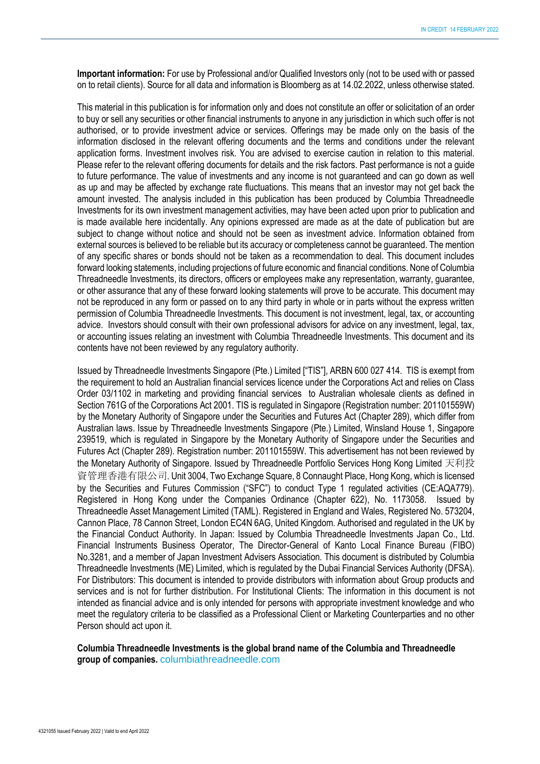**Important information:** For use by Professional and/or Qualified Investors only (not to be used with or passed on to retail clients). Source for all data and information is Bloomberg as at 14.02.2022, unless otherwise stated.

This material in this publication is for information only and does not constitute an offer or solicitation of an order to buy or sell any securities or other financial instruments to anyone in any jurisdiction in which such offer is not authorised, or to provide investment advice or services. Offerings may be made only on the basis of the information disclosed in the relevant offering documents and the terms and conditions under the relevant application forms. Investment involves risk. You are advised to exercise caution in relation to this material. Please refer to the relevant offering documents for details and the risk factors. Past performance is not a guide to future performance. The value of investments and any income is not guaranteed and can go down as well as up and may be affected by exchange rate fluctuations. This means that an investor may not get back the amount invested. The analysis included in this publication has been produced by Columbia Threadneedle Investments for its own investment management activities, may have been acted upon prior to publication and is made available here incidentally. Any opinions expressed are made as at the date of publication but are subject to change without notice and should not be seen as investment advice. Information obtained from external sources is believed to be reliable but its accuracy or completeness cannot be guaranteed. The mention of any specific shares or bonds should not be taken as a recommendation to deal. This document includes forward looking statements, including projections of future economic and financial conditions. None of Columbia Threadneedle Investments, its directors, officers or employees make any representation, warranty, guarantee, or other assurance that any of these forward looking statements will prove to be accurate. This document may not be reproduced in any form or passed on to any third party in whole or in parts without the express written permission of Columbia Threadneedle Investments. This document is not investment, legal, tax, or accounting advice. Investors should consult with their own professional advisors for advice on any investment, legal, tax, or accounting issues relating an investment with Columbia Threadneedle Investments. This document and its contents have not been reviewed by any regulatory authority.

Issued by Threadneedle Investments Singapore (Pte.) Limited ["TIS"], ARBN 600 027 414. TIS is exempt from the requirement to hold an Australian financial services licence under the Corporations Act and relies on Class Order 03/1102 in marketing and providing financial services to Australian wholesale clients as defined in Section 761G of the Corporations Act 2001. TIS is regulated in Singapore (Registration number: 201101559W) by the Monetary Authority of Singapore under the Securities and Futures Act (Chapter 289), which differ from Australian laws. Issue by Threadneedle Investments Singapore (Pte.) Limited, Winsland House 1, Singapore 239519, which is regulated in Singapore by the Monetary Authority of Singapore under the Securities and Futures Act (Chapter 289). Registration number: 201101559W. This advertisement has not been reviewed by the Monetary Authority of Singapore. Issued by Threadneedle Portfolio Services Hong Kong Limited 天利投資管理香港有限公司. Unit 3004, Two Exchange Square, 8 Connaught Place, Hong Kong, which is licensed by the Securities and Futures Commission ("SFC") to conduct Type 1 regulated activities (CE:AQA779). Registered in Hong Kong under the Companies Ordinance (Chapter 622), No. 1173058. Issued by Threadneedle Asset Management Limited (TAML). Registered in England and Wales, Registered No. 573204, Cannon Place, 78 Cannon Street, London EC4N 6AG, United Kingdom. Authorised and regulated in the UK by the Financial Conduct Authority. In Japan: Issued by Columbia Threadneedle Investments Japan Co., Ltd. Financial Instruments Business Operator, The Director-General of Kanto Local Finance Bureau (FIBO) No.3281, and a member of Japan Investment Advisers Association. This document is distributed by Columbia Threadneedle Investments (ME) Limited, which is regulated by the Dubai Financial Services Authority (DFSA). For Distributors: This document is intended to provide distributors with information about Group products and services and is not for further distribution. For Institutional Clients: The information in this document is not intended as financial advice and is only intended for persons with appropriate investment knowledge and who meet the regulatory criteria to be classified as a Professional Client or Marketing Counterparties and no other Person should act upon it.

**Columbia Threadneedle Investments is the global brand name of the Columbia and Threadneedle group of companies.** columbiathreadneedle.com

4321055 Issued February 2022 | Valid to end April 2022